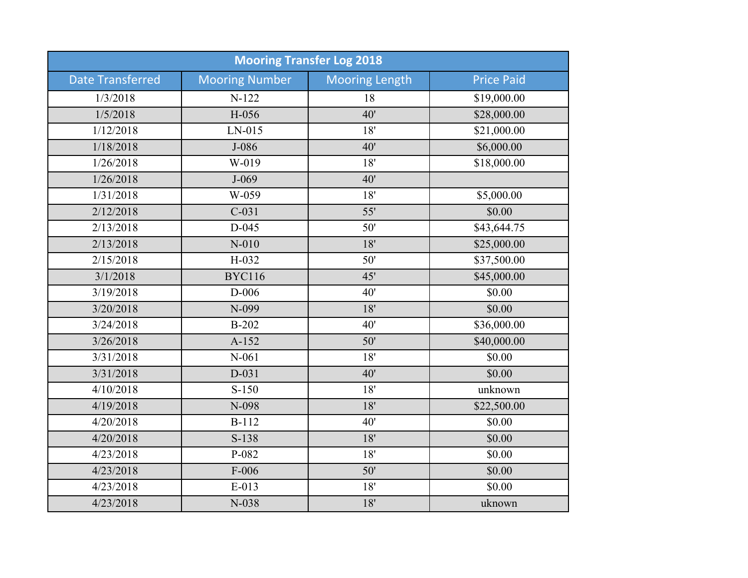| Mooring Transfer Log 2018 | | | |
|---|---|---|---|
| Date Transferred | Mooring Number | Mooring Length | Price Paid |
| 1/3/2018 | N-122 | 18 | $19,000.00 |
| 1/5/2018 | H-056 | 40' | $28,000.00 |
| 1/12/2018 | LN-015 | 18' | $21,000.00 |
| 1/18/2018 | J-086 | 40' | $6,000.00 |
| 1/26/2018 | W-019 | 18' | $18,000.00 |
| 1/26/2018 | J-069 | 40' | |
| 1/31/2018 | W-059 | 18' | $5,000.00 |
| 2/12/2018 | C-031 | 55' | $0.00 |
| 2/13/2018 | D-045 | 50' | $43,644.75 |
| 2/13/2018 | N-010 | 18' | $25,000.00 |
| 2/15/2018 | H-032 | 50' | $37,500.00 |
| 3/1/2018 | BYC116 | 45' | $45,000.00 |
| 3/19/2018 | D-006 | 40' | $0.00 |
| 3/20/2018 | N-099 | 18' | $0.00 |
| 3/24/2018 | B-202 | 40' | $36,000.00 |
| 3/26/2018 | A-152 | 50' | $40,000.00 |
| 3/31/2018 | N-061 | 18' | $0.00 |
| 3/31/2018 | D-031 | 40' | $0.00 |
| 4/10/2018 | S-150 | 18' | unknown |
| 4/19/2018 | N-098 | 18' | $22,500.00 |
| 4/20/2018 | B-112 | 40' | $0.00 |
| 4/20/2018 | S-138 | 18' | $0.00 |
| 4/23/2018 | P-082 | 18' | $0.00 |
| 4/23/2018 | F-006 | 50' | $0.00 |
| 4/23/2018 | E-013 | 18' | $0.00 |
| 4/23/2018 | N-038 | 18' | uknown |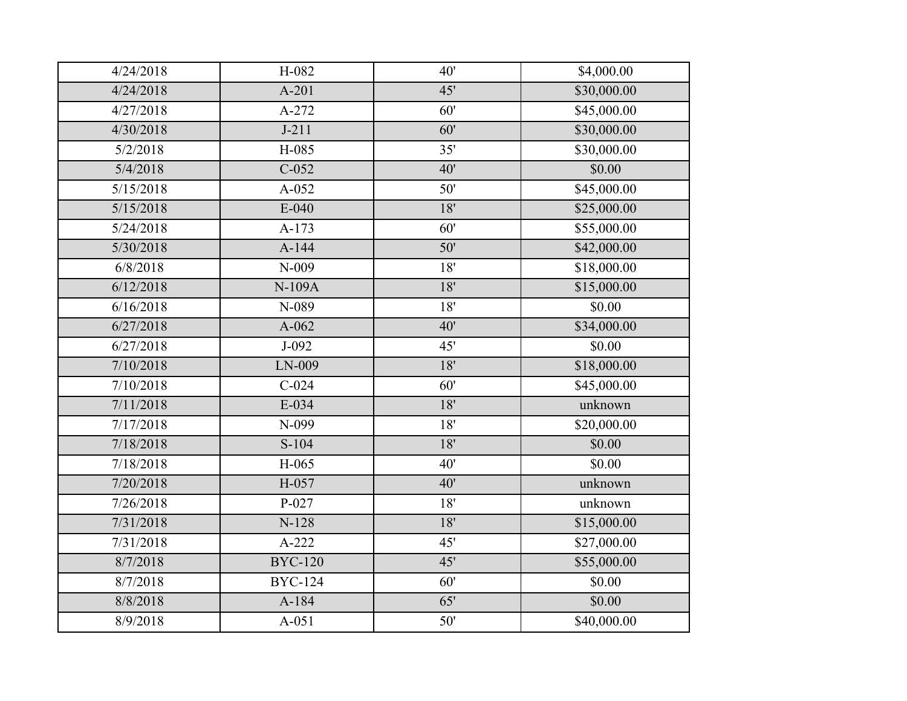| | | | |
|---|---|---|---|
| 4/24/2018 | H-082 | 40' | $4,000.00 |
| 4/24/2018 | A-201 | 45' | $30,000.00 |
| 4/27/2018 | A-272 | 60' | $45,000.00 |
| 4/30/2018 | J-211 | 60' | $30,000.00 |
| 5/2/2018 | H-085 | 35' | $30,000.00 |
| 5/4/2018 | C-052 | 40' | $0.00 |
| 5/15/2018 | A-052 | 50' | $45,000.00 |
| 5/15/2018 | E-040 | 18' | $25,000.00 |
| 5/24/2018 | A-173 | 60' | $55,000.00 |
| 5/30/2018 | A-144 | 50' | $42,000.00 |
| 6/8/2018 | N-009 | 18' | $18,000.00 |
| 6/12/2018 | N-109A | 18' | $15,000.00 |
| 6/16/2018 | N-089 | 18' | $0.00 |
| 6/27/2018 | A-062 | 40' | $34,000.00 |
| 6/27/2018 | J-092 | 45' | $0.00 |
| 7/10/2018 | LN-009 | 18' | $18,000.00 |
| 7/10/2018 | C-024 | 60' | $45,000.00 |
| 7/11/2018 | E-034 | 18' | unknown |
| 7/17/2018 | N-099 | 18' | $20,000.00 |
| 7/18/2018 | S-104 | 18' | $0.00 |
| 7/18/2018 | H-065 | 40' | $0.00 |
| 7/20/2018 | H-057 | 40' | unknown |
| 7/26/2018 | P-027 | 18' | unknown |
| 7/31/2018 | N-128 | 18' | $15,000.00 |
| 7/31/2018 | A-222 | 45' | $27,000.00 |
| 8/7/2018 | BYC-120 | 45' | $55,000.00 |
| 8/7/2018 | BYC-124 | 60' | $0.00 |
| 8/8/2018 | A-184 | 65' | $0.00 |
| 8/9/2018 | A-051 | 50' | $40,000.00 |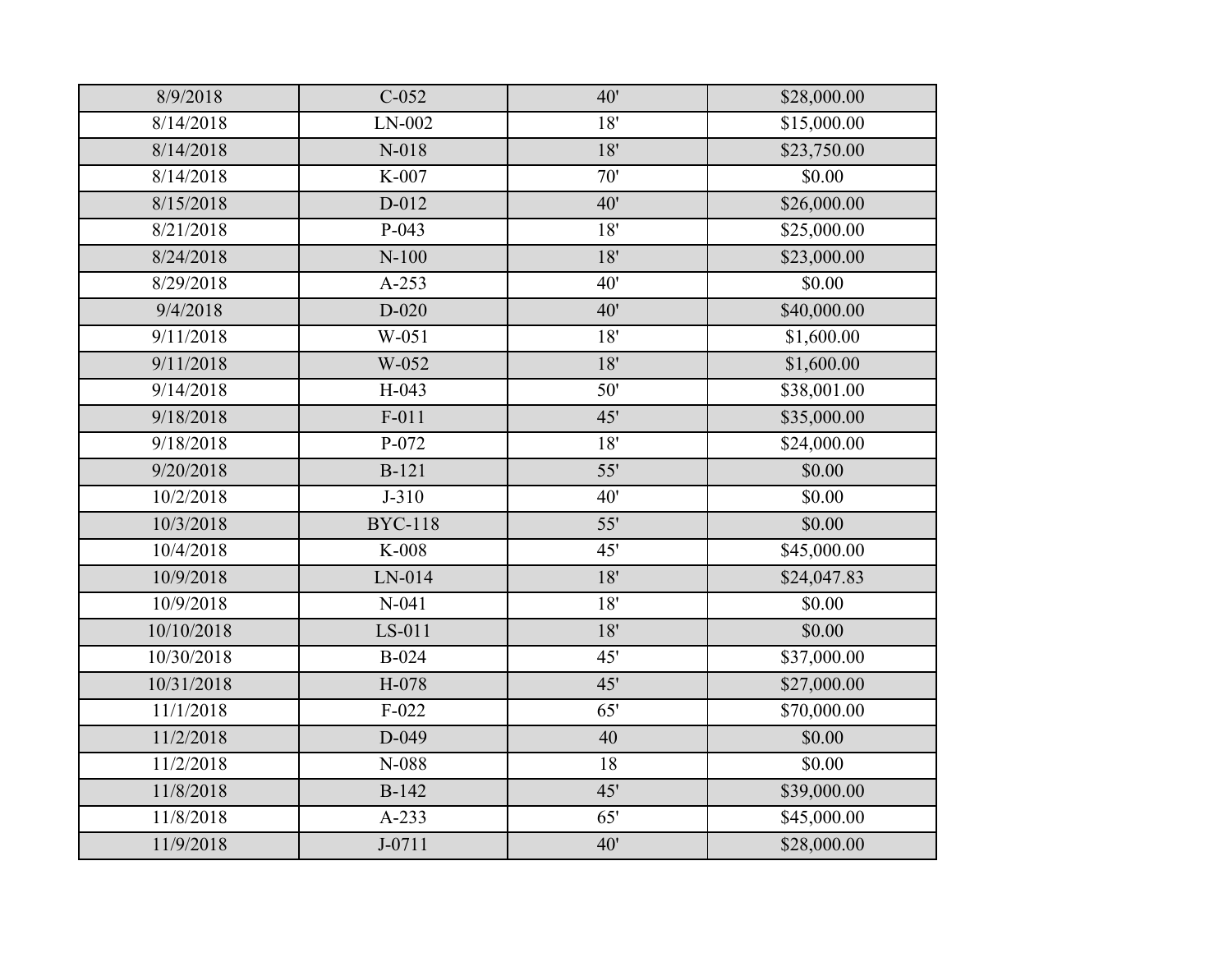| | | | |
|---|---|---|---|
| 8/9/2018 | C-052 | 40' | $28,000.00 |
| 8/14/2018 | LN-002 | 18' | $15,000.00 |
| 8/14/2018 | N-018 | 18' | $23,750.00 |
| 8/14/2018 | K-007 | 70' | $0.00 |
| 8/15/2018 | D-012 | 40' | $26,000.00 |
| 8/21/2018 | P-043 | 18' | $25,000.00 |
| 8/24/2018 | N-100 | 18' | $23,000.00 |
| 8/29/2018 | A-253 | 40' | $0.00 |
| 9/4/2018 | D-020 | 40' | $40,000.00 |
| 9/11/2018 | W-051 | 18' | $1,600.00 |
| 9/11/2018 | W-052 | 18' | $1,600.00 |
| 9/14/2018 | H-043 | 50' | $38,001.00 |
| 9/18/2018 | F-011 | 45' | $35,000.00 |
| 9/18/2018 | P-072 | 18' | $24,000.00 |
| 9/20/2018 | B-121 | 55' | $0.00 |
| 10/2/2018 | J-310 | 40' | $0.00 |
| 10/3/2018 | BYC-118 | 55' | $0.00 |
| 10/4/2018 | K-008 | 45' | $45,000.00 |
| 10/9/2018 | LN-014 | 18' | $24,047.83 |
| 10/9/2018 | N-041 | 18' | $0.00 |
| 10/10/2018 | LS-011 | 18' | $0.00 |
| 10/30/2018 | B-024 | 45' | $37,000.00 |
| 10/31/2018 | H-078 | 45' | $27,000.00 |
| 11/1/2018 | F-022 | 65' | $70,000.00 |
| 11/2/2018 | D-049 | 40 | $0.00 |
| 11/2/2018 | N-088 | 18 | $0.00 |
| 11/8/2018 | B-142 | 45' | $39,000.00 |
| 11/8/2018 | A-233 | 65' | $45,000.00 |
| 11/9/2018 | J-0711 | 40' | $28,000.00 |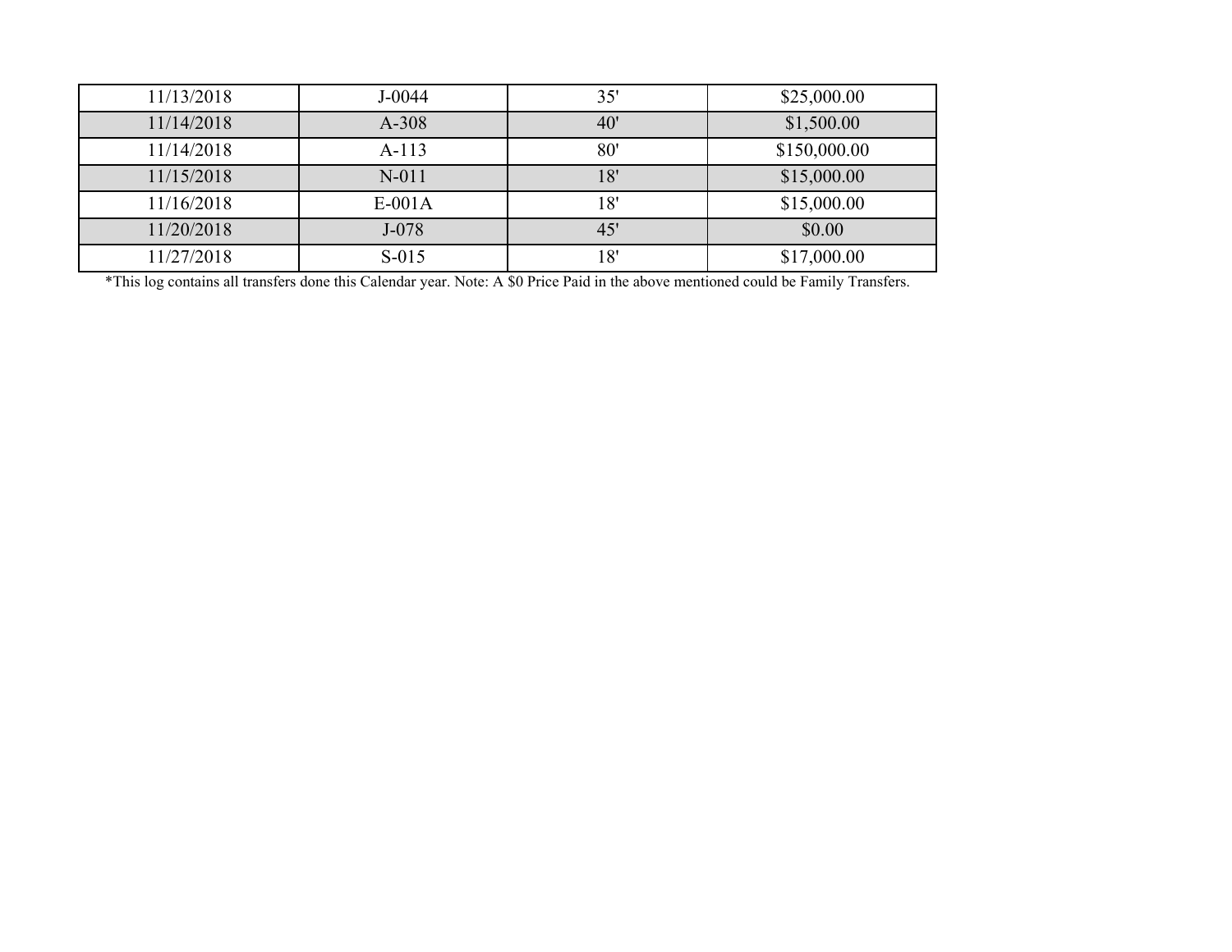| | | | |
|---|---|---|---|
| 11/13/2018 | J-0044 | 35' | $25,000.00 |
| 11/14/2018 | A-308 | 40' | $1,500.00 |
| 11/14/2018 | A-113 | 80' | $150,000.00 |
| 11/15/2018 | N-011 | 18' | $15,000.00 |
| 11/16/2018 | E-001A | 18' | $15,000.00 |
| 11/20/2018 | J-078 | 45' | $0.00 |
| 11/27/2018 | S-015 | 18' | $17,000.00 |

*This log contains all transfers done this Calendar year. Note: A $0 Price Paid in the above mentioned could be Family Transfers.